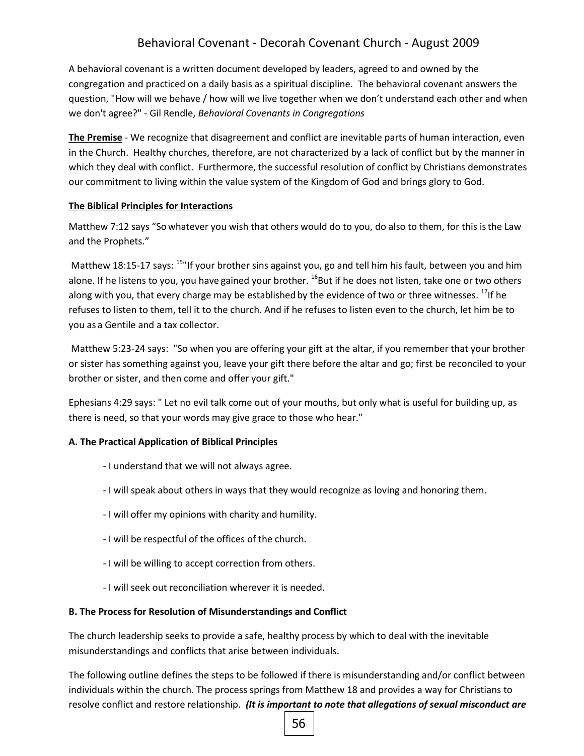# Behavioral Covenant - Decorah Covenant Church - August 2009

A behavioral covenant is a written document developed by leaders, agreed to and owned by the congregation and practiced on a daily basis as a spiritual discipline. The behavioral covenant answers the question, "How will we behave / how will we live together when we don't understand each other and when we don't agree?" - Gil Rendle, *Behavioral Covenants in Congregations*

**The Premise** - We recognize that disagreement and conflict are inevitable parts of human interaction, even in the Church. Healthy churches, therefore, are not characterized by a lack of conflict but by the manner in which they deal with conflict. Furthermore, the successful resolution of conflict by Christians demonstrates our commitment to living within the value system of the Kingdom of God and brings glory to God.

**The Biblical Principles for Interactions**

Matthew 7:12 says "So whatever you wish that others would do to you, do also to them, for this is the Law and the Prophets."

Matthew 18:15-17 says: [15]"If your brother sins against you, go and tell him his fault, between you and him alone. If he listens to you, you have gained your brother. [16]But if he does not listen, take one or two others along with you, that every charge may be established by the evidence of two or three witnesses. [17]If he refuses to listen to them, tell it to the church. And if he refuses to listen even to the church, let him be to you as a Gentile and a tax collector.

Matthew 5:23-24 says: "So when you are offering your gift at the altar, if you remember that your brother or sister has something against you, leave your gift there before the altar and go; first be reconciled to your brother or sister, and then come and offer your gift."

Ephesians 4:29 says: " Let no evil talk come out of your mouths, but only what is useful for building up, as there is need, so that your words may give grace to those who hear."

**A. The Practical Application of Biblical Principles**

- I understand that we will not always agree.
- I will speak about others in ways that they would recognize as loving and honoring them.
- I will offer my opinions with charity and humility.
- I will be respectful of the offices of the church.
- I will be willing to accept correction from others.
- I will seek out reconciliation wherever it is needed.

**B. The Process for Resolution of Misunderstandings and Conflict**

The church leadership seeks to provide a safe, healthy process by which to deal with the inevitable misunderstandings and conflicts that arise between individuals.

The following outline defines the steps to be followed if there is misunderstanding and/or conflict between individuals within the church. The process springs from Matthew 18 and provides a way for Christians to resolve conflict and restore relationship. ***(It is important to note that allegations of sexual misconduct are***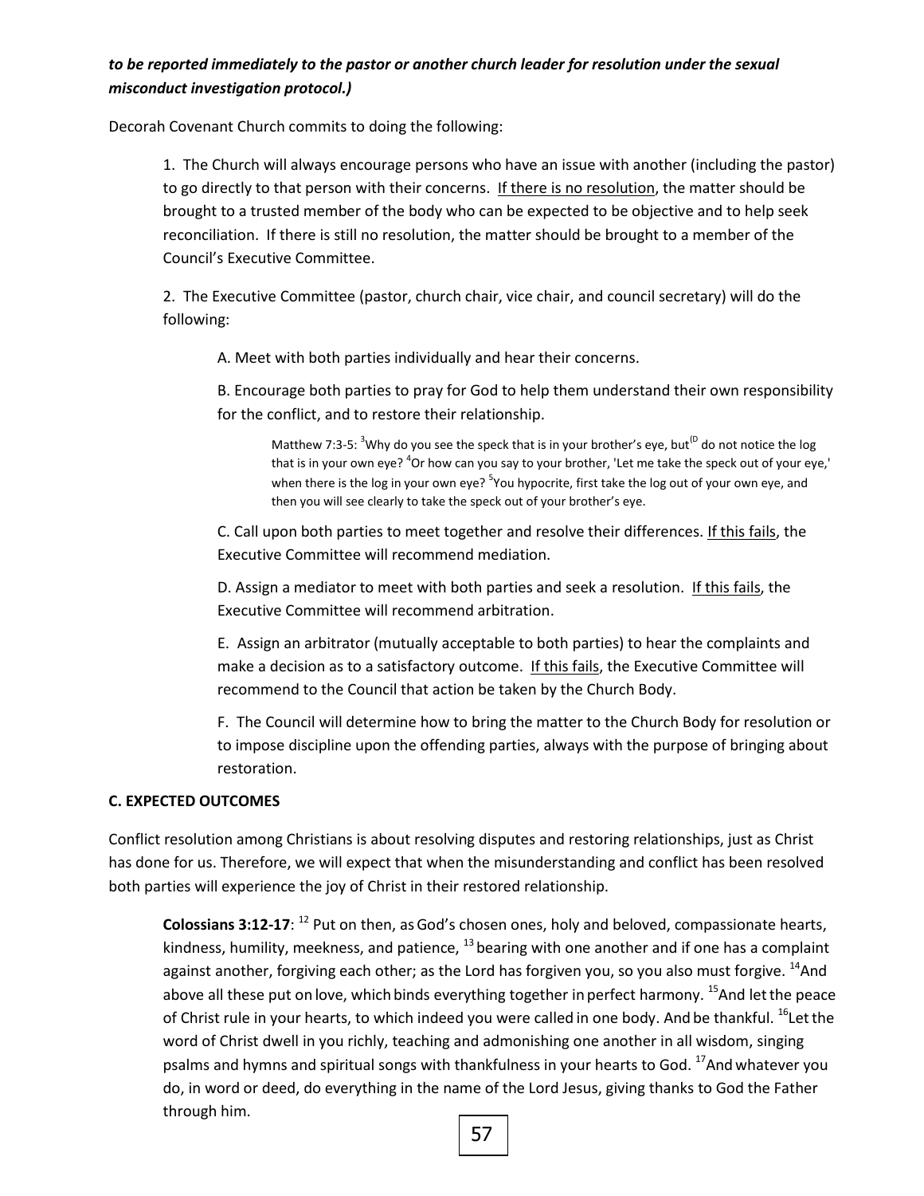***to be reported immediately to the pastor or another church leader for resolution under the sexual misconduct investigation protocol.)***

Decorah Covenant Church commits to doing the following:

> 1. The Church will always encourage persons who have an issue with another (including the pastor) to go directly to that person with their concerns. <u>If there is no resolution</u>, the matter should be brought to a trusted member of the body who can be expected to be objective and to help seek reconciliation. If there is still no resolution, the matter should be brought to a member of the Council's Executive Committee.
>
> 2. The Executive Committee (pastor, church chair, vice chair, and council secretary) will do the following:
>
>> A. Meet with both parties individually and hear their concerns.
>>
>> B. Encourage both parties to pray for God to help them understand their own responsibility for the conflict, and to restore their relationship.
>>
>>> Matthew 7:3-5: [3]Why do you see the speck that is in your brother's eye, but[D] do not notice the log that is in your own eye? [4]Or how can you say to your brother, 'Let me take the speck out of your eye,' when there is the log in your own eye? [5]You hypocrite, first take the log out of your own eye, and then you will see clearly to take the speck out of your brother's eye.
>>
>> C. Call upon both parties to meet together and resolve their differences. <u>If this fails</u>, the Executive Committee will recommend mediation.
>>
>> D. Assign a mediator to meet with both parties and seek a resolution. <u>If this fails</u>, the Executive Committee will recommend arbitration.
>>
>> E. Assign an arbitrator (mutually acceptable to both parties) to hear the complaints and make a decision as to a satisfactory outcome. <u>If this fails</u>, the Executive Committee will recommend to the Council that action be taken by the Church Body.
>>
>> F. The Council will determine how to bring the matter to the Church Body for resolution or to impose discipline upon the offending parties, always with the purpose of bringing about restoration.

**C. EXPECTED OUTCOMES**

Conflict resolution among Christians is about resolving disputes and restoring relationships, just as Christ has done for us. Therefore, we will expect that when the misunderstanding and conflict has been resolved both parties will experience the joy of Christ in their restored relationship.

> **Colossians 3:12-17**: [12] Put on then, as God's chosen ones, holy and beloved, compassionate hearts, kindness, humility, meekness, and patience, [13] bearing with one another and if one has a complaint against another, forgiving each other; as the Lord has forgiven you, so you also must forgive. [14]And above all these put on love, which binds everything together in perfect harmony. [15]And let the peace of Christ rule in your hearts, to which indeed you were called in one body. And be thankful. [16]Let the word of Christ dwell in you richly, teaching and admonishing one another in all wisdom, singing psalms and hymns and spiritual songs with thankfulness in your hearts to God. [17]And whatever you do, in word or deed, do everything in the name of the Lord Jesus, giving thanks to God the Father through him.